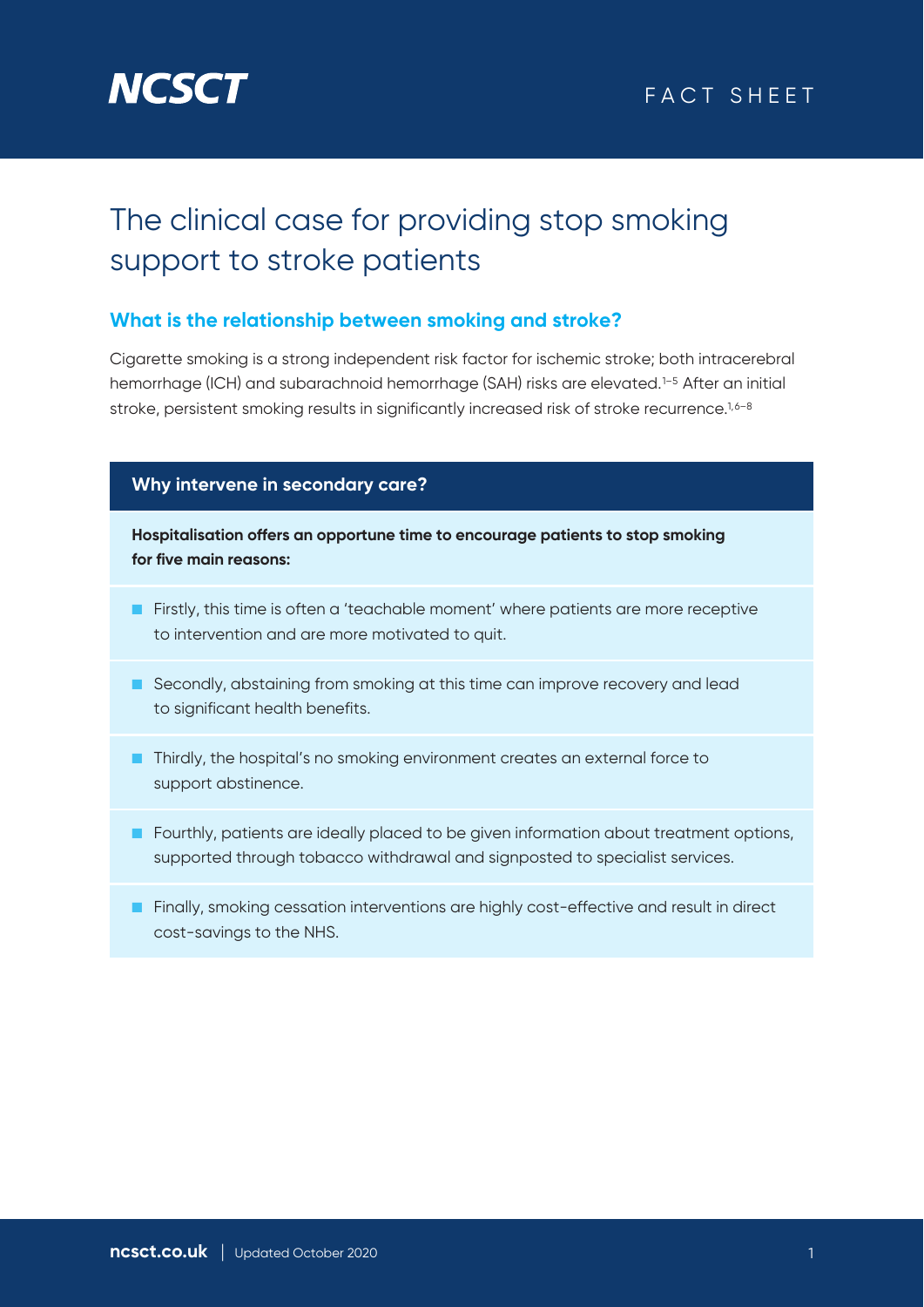NCSCT

FACT SHEET

# The clinical case for providing stop smoking support to stroke patients

## What is the relationship between smoking and stroke?

Cigarette smoking is a strong independent risk factor for ischemic stroke; both intracerebral hemorrhage (ICH) and subarachnoid hemorrhage (SAH) risks are elevated.[1–5] After an initial stroke, persistent smoking results in significantly increased risk of stroke recurrence.[1,6–8]

### Why intervene in secondary care?

**Hospitalisation offers an opportune time to encourage patients to stop smoking for five main reasons:**

- Firstly, this time is often a 'teachable moment' where patients are more receptive to intervention and are more motivated to quit.
- Secondly, abstaining from smoking at this time can improve recovery and lead to significant health benefits.
- Thirdly, the hospital's no smoking environment creates an external force to support abstinence.
- Fourthly, patients are ideally placed to be given information about treatment options, supported through tobacco withdrawal and signposted to specialist services.
- Finally, smoking cessation interventions are highly cost-effective and result in direct cost-savings to the NHS.

ncsct.co.uk | Updated October 2020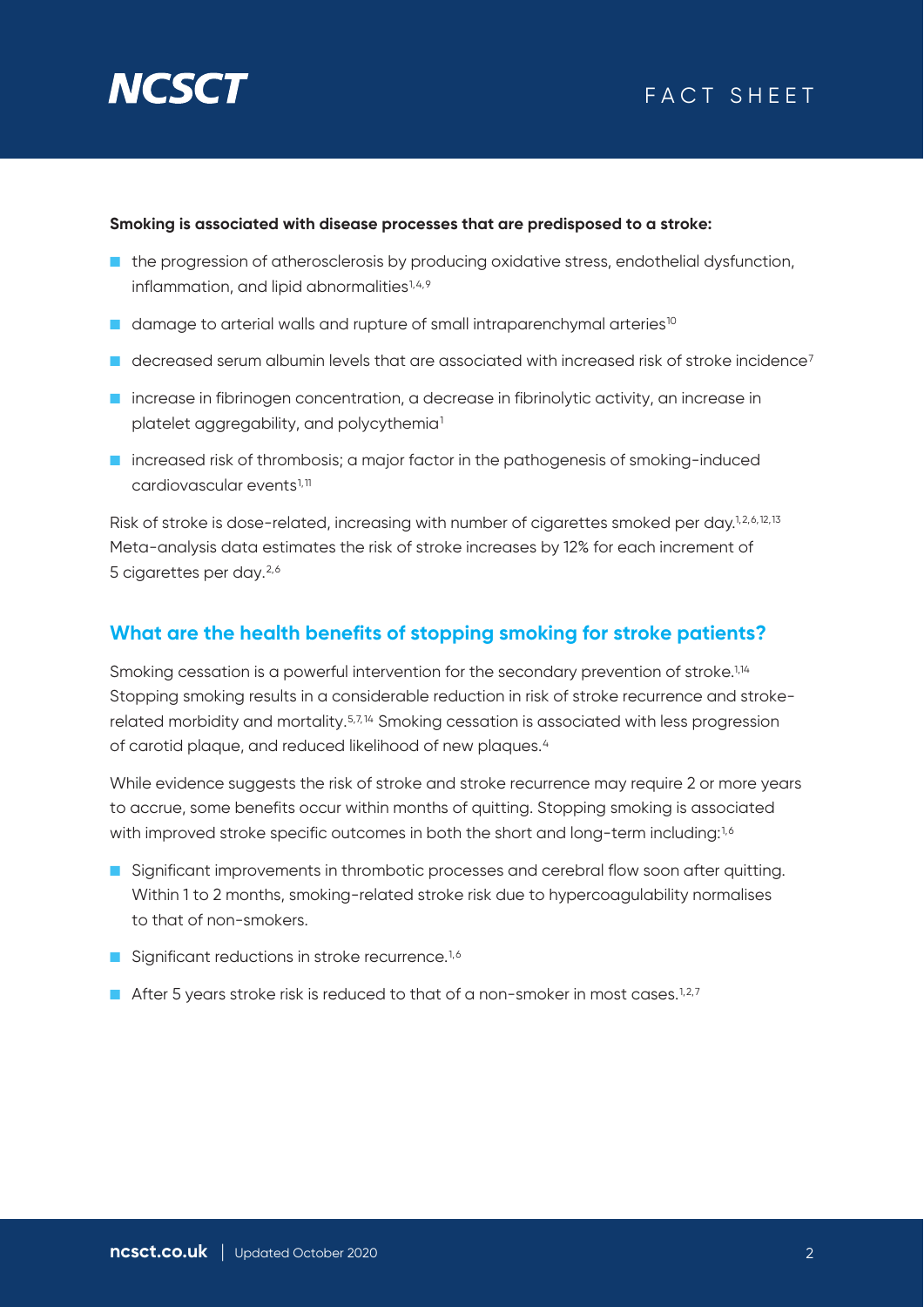**Smoking is associated with disease processes that are predisposed to a stroke:**

- the progression of atherosclerosis by producing oxidative stress, endothelial dysfunction, inflammation, and lipid abnormalities[1,4,9]
- damage to arterial walls and rupture of small intraparenchymal arteries[10]
- decreased serum albumin levels that are associated with increased risk of stroke incidence[7]
- increase in fibrinogen concentration, a decrease in fibrinolytic activity, an increase in platelet aggregability, and polycythemia[1]
- increased risk of thrombosis; a major factor in the pathogenesis of smoking-induced cardiovascular events[1,11]

Risk of stroke is dose-related, increasing with number of cigarettes smoked per day.[1,2,6,12,13] Meta-analysis data estimates the risk of stroke increases by 12% for each increment of 5 cigarettes per day.[2,6]

## What are the health benefits of stopping smoking for stroke patients?

Smoking cessation is a powerful intervention for the secondary prevention of stroke.[1,14] Stopping smoking results in a considerable reduction in risk of stroke recurrence and stroke-related morbidity and mortality.[5,7,14] Smoking cessation is associated with less progression of carotid plaque, and reduced likelihood of new plaques.[4]

While evidence suggests the risk of stroke and stroke recurrence may require 2 or more years to accrue, some benefits occur within months of quitting. Stopping smoking is associated with improved stroke specific outcomes in both the short and long-term including:[1,6]

- Significant improvements in thrombotic processes and cerebral flow soon after quitting. Within 1 to 2 months, smoking-related stroke risk due to hypercoagulability normalises to that of non-smokers.
- Significant reductions in stroke recurrence.[1,6]
- After 5 years stroke risk is reduced to that of a non-smoker in most cases.[1,2,7]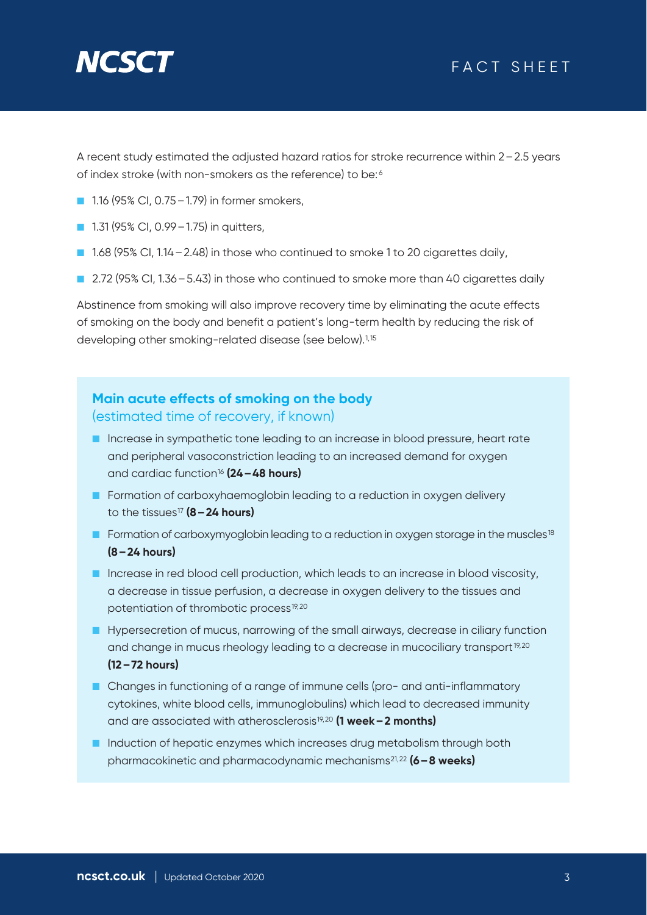A recent study estimated the adjusted hazard ratios for stroke recurrence within 2 – 2.5 years of index stroke (with non-smokers as the reference) to be:[6]

- 1.16 (95% CI, 0.75 – 1.79) in former smokers,
- 1.31 (95% CI, 0.99 – 1.75) in quitters,
- 1.68 (95% CI, 1.14 – 2.48) in those who continued to smoke 1 to 20 cigarettes daily,
- 2.72 (95% CI, 1.36 – 5.43) in those who continued to smoke more than 40 cigarettes daily

Abstinence from smoking will also improve recovery time by eliminating the acute effects of smoking on the body and benefit a patient's long-term health by reducing the risk of developing other smoking-related disease (see below).[1,15]

### Main acute effects of smoking on the body
(estimated time of recovery, if known)

- Increase in sympathetic tone leading to an increase in blood pressure, heart rate and peripheral vasoconstriction leading to an increased demand for oxygen and cardiac function[16] **(24 – 48 hours)**
- Formation of carboxyhaemoglobin leading to a reduction in oxygen delivery to the tissues[17] **(8 – 24 hours)**
- Formation of carboxymyoglobin leading to a reduction in oxygen storage in the muscles[18] **(8 – 24 hours)**
- Increase in red blood cell production, which leads to an increase in blood viscosity, a decrease in tissue perfusion, a decrease in oxygen delivery to the tissues and potentiation of thrombotic process[19,20]
- Hypersecretion of mucus, narrowing of the small airways, decrease in ciliary function and change in mucus rheology leading to a decrease in mucociliary transport[19,20] **(12 – 72 hours)**
- Changes in functioning of a range of immune cells (pro- and anti-inflammatory cytokines, white blood cells, immunoglobulins) which lead to decreased immunity and are associated with atherosclerosis[19,20] **(1 week – 2 months)**
- Induction of hepatic enzymes which increases drug metabolism through both pharmacokinetic and pharmacodynamic mechanisms[21,22] **(6 – 8 weeks)**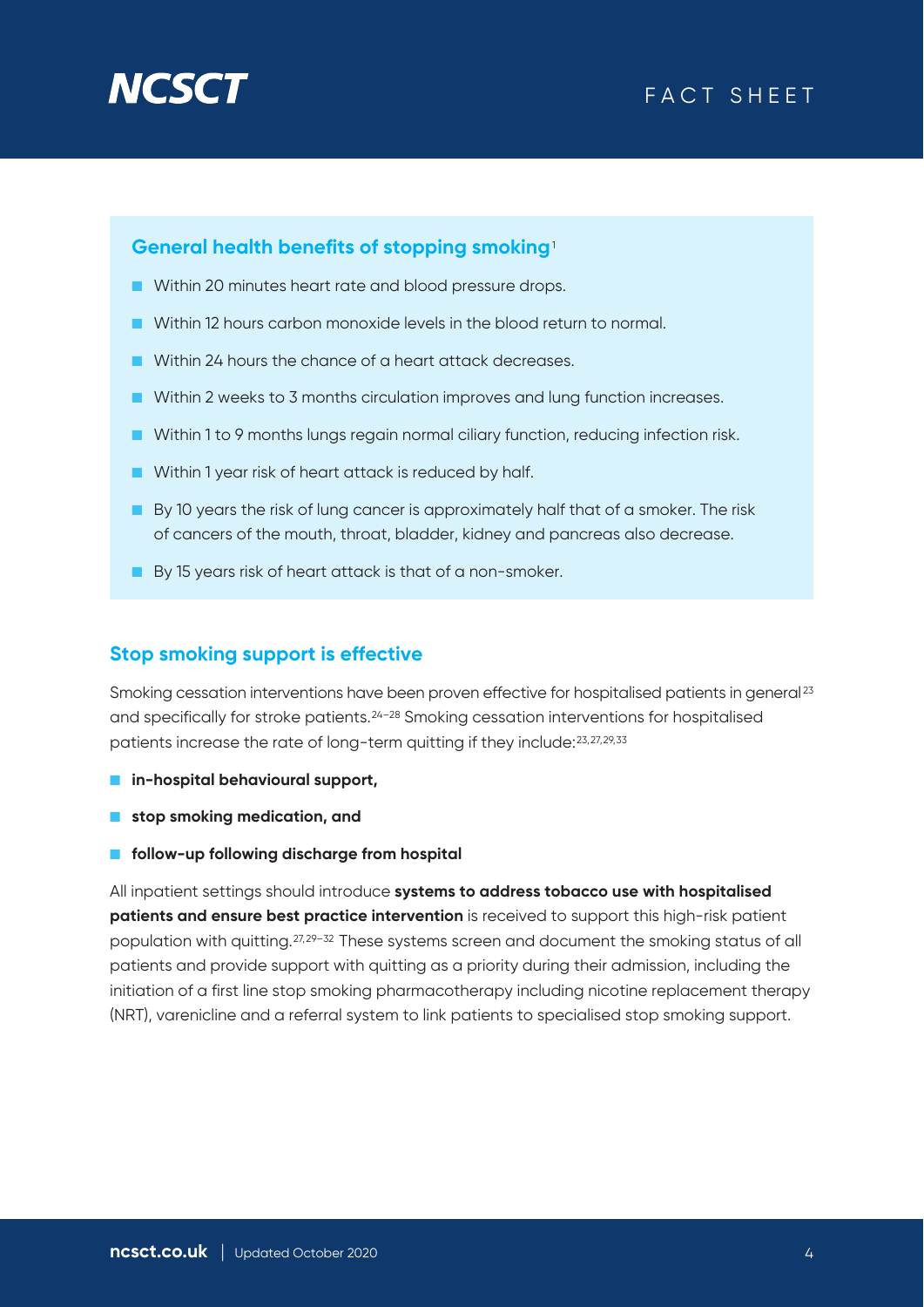## General health benefits of stopping smoking[1]

- Within 20 minutes heart rate and blood pressure drops.
- Within 12 hours carbon monoxide levels in the blood return to normal.
- Within 24 hours the chance of a heart attack decreases.
- Within 2 weeks to 3 months circulation improves and lung function increases.
- Within 1 to 9 months lungs regain normal ciliary function, reducing infection risk.
- Within 1 year risk of heart attack is reduced by half.
- By 10 years the risk of lung cancer is approximately half that of a smoker. The risk of cancers of the mouth, throat, bladder, kidney and pancreas also decrease.
- By 15 years risk of heart attack is that of a non-smoker.

## Stop smoking support is effective

Smoking cessation interventions have been proven effective for hospitalised patients in general[23] and specifically for stroke patients.[24–28] Smoking cessation interventions for hospitalised patients increase the rate of long-term quitting if they include:[23,27,29,33]

- **in-hospital behavioural support,**
- **stop smoking medication, and**
- **follow-up following discharge from hospital**

All inpatient settings should introduce **systems to address tobacco use with hospitalised patients and ensure best practice intervention** is received to support this high-risk patient population with quitting.[27,29–32] These systems screen and document the smoking status of all patients and provide support with quitting as a priority during their admission, including the initiation of a first line stop smoking pharmacotherapy including nicotine replacement therapy (NRT), varenicline and a referral system to link patients to specialised stop smoking support.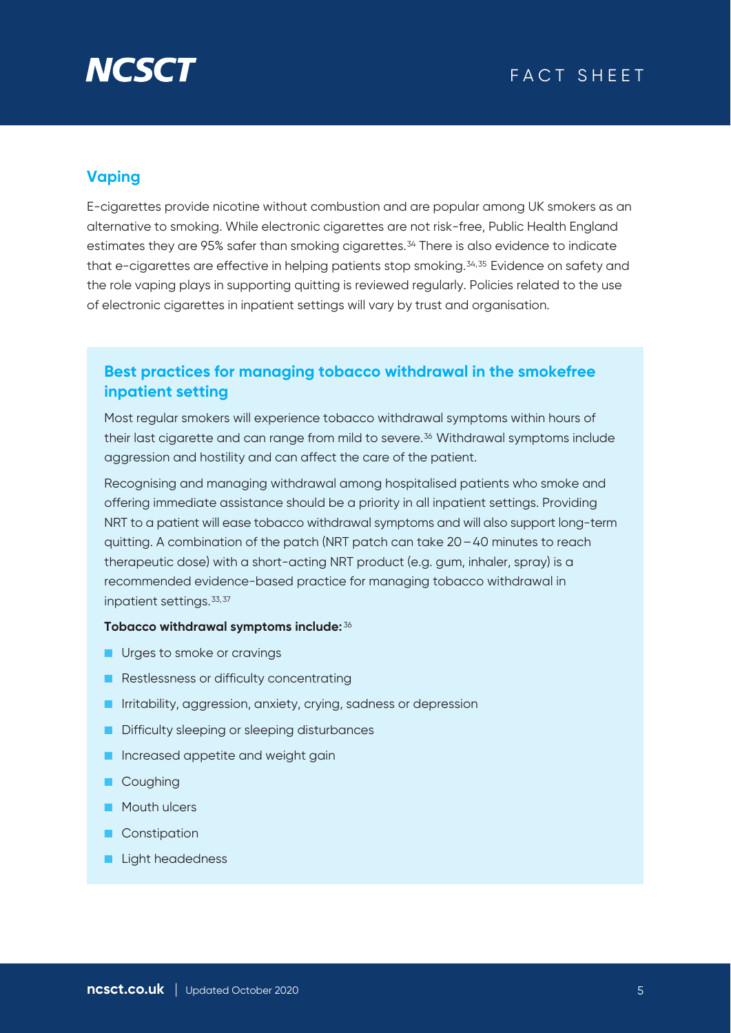## Vaping

E-cigarettes provide nicotine without combustion and are popular among UK smokers as an alternative to smoking. While electronic cigarettes are not risk-free, Public Health England estimates they are 95% safer than smoking cigarettes.[34] There is also evidence to indicate that e-cigarettes are effective in helping patients stop smoking.[34,35] Evidence on safety and the role vaping plays in supporting quitting is reviewed regularly. Policies related to the use of electronic cigarettes in inpatient settings will vary by trust and organisation.

## Best practices for managing tobacco withdrawal in the smokefree inpatient setting

Most regular smokers will experience tobacco withdrawal symptoms within hours of their last cigarette and can range from mild to severe.[36] Withdrawal symptoms include aggression and hostility and can affect the care of the patient.

Recognising and managing withdrawal among hospitalised patients who smoke and offering immediate assistance should be a priority in all inpatient settings. Providing NRT to a patient will ease tobacco withdrawal symptoms and will also support long-term quitting. A combination of the patch (NRT patch can take 20 – 40 minutes to reach therapeutic dose) with a short-acting NRT product (e.g. gum, inhaler, spray) is a recommended evidence-based practice for managing tobacco withdrawal in inpatient settings.[33,37]

**Tobacco withdrawal symptoms include:**[36]

- Urges to smoke or cravings
- Restlessness or difficulty concentrating
- Irritability, aggression, anxiety, crying, sadness or depression
- Difficulty sleeping or sleeping disturbances
- Increased appetite and weight gain
- Coughing
- Mouth ulcers
- Constipation
- Light headedness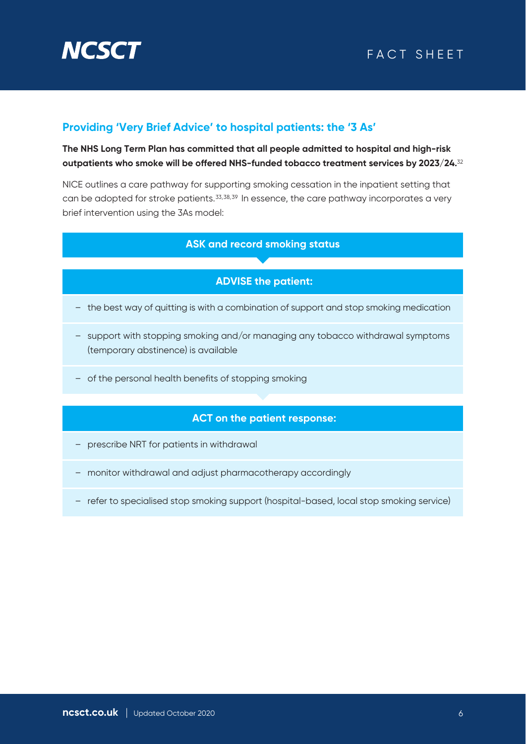## Providing 'Very Brief Advice' to hospital patients: the '3 As'

**The NHS Long Term Plan has committed that all people admitted to hospital and high-risk outpatients who smoke will be offered NHS-funded tobacco treatment services by 2023/24.**[32]

NICE outlines a care pathway for supporting smoking cessation in the inpatient setting that can be adopted for stroke patients.[33,38,39] In essence, the care pathway incorporates a very brief intervention using the 3As model:

**ASK and record smoking status**

**ADVISE the patient:**

- the best way of quitting is with a combination of support and stop smoking medication
- support with stopping smoking and/or managing any tobacco withdrawal symptoms (temporary abstinence) is available
- of the personal health benefits of stopping smoking

**ACT on the patient response:**

- prescribe NRT for patients in withdrawal
- monitor withdrawal and adjust pharmacotherapy accordingly
- refer to specialised stop smoking support (hospital-based, local stop smoking service)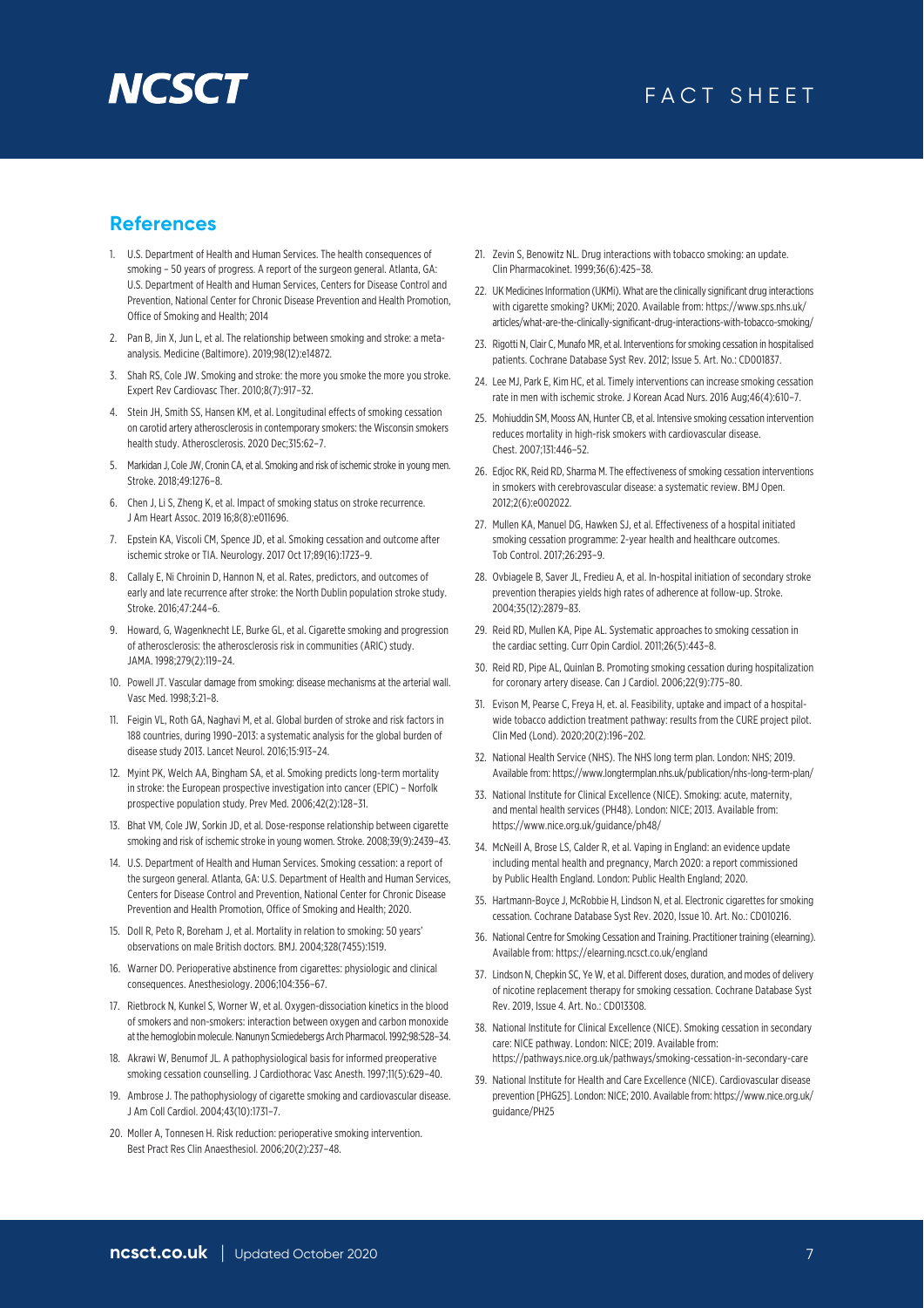## References

1. U.S. Department of Health and Human Services. The health consequences of smoking – 50 years of progress. A report of the surgeon general. Atlanta, GA: U.S. Department of Health and Human Services, Centers for Disease Control and Prevention, National Center for Chronic Disease Prevention and Health Promotion, Office of Smoking and Health; 2014
2. Pan B, Jin X, Jun L, et al. The relationship between smoking and stroke: a meta-analysis. Medicine (Baltimore). 2019;98(12):e14872.
3. Shah RS, Cole JW. Smoking and stroke: the more you smoke the more you stroke. Expert Rev Cardiovasc Ther. 2010;8(7):917–32.
4. Stein JH, Smith SS, Hansen KM, et al. Longitudinal effects of smoking cessation on carotid artery atherosclerosis in contemporary smokers: the Wisconsin smokers health study. Atherosclerosis. 2020 Dec;315:62–7.
5. Markidan J, Cole JW, Cronin CA, et al. Smoking and risk of ischemic stroke in young men. Stroke. 2018;49:1276–8.
6. Chen J, Li S, Zheng K, et al. Impact of smoking status on stroke recurrence. J Am Heart Assoc. 2019 16;8(8):e011696.
7. Epstein KA, Viscoli CM, Spence JD, et al. Smoking cessation and outcome after ischemic stroke or TIA. Neurology. 2017 Oct 17;89(16):1723–9.
8. Callaly E, Ni Chroinin D, Hannon N, et al. Rates, predictors, and outcomes of early and late recurrence after stroke: the North Dublin population stroke study. Stroke. 2016;47:244–6.
9. Howard, G, Wagenknecht LE, Burke GL, et al. Cigarette smoking and progression of atherosclerosis: the atherosclerosis risk in communities (ARIC) study. JAMA. 1998;279(2):119–24.
10. Powell JT. Vascular damage from smoking: disease mechanisms at the arterial wall. Vasc Med. 1998;3:21–8.
11. Feigin VL, Roth GA, Naghavi M, et al. Global burden of stroke and risk factors in 188 countries, during 1990–2013: a systematic analysis for the global burden of disease study 2013. Lancet Neurol. 2016;15:913–24.
12. Myint PK, Welch AA, Bingham SA, et al. Smoking predicts long-term mortality in stroke: the European prospective investigation into cancer (EPIC) – Norfolk prospective population study. Prev Med. 2006;42(2):128–31.
13. Bhat VM, Cole JW, Sorkin JD, et al. Dose-response relationship between cigarette smoking and risk of ischemic stroke in young women. Stroke. 2008;39(9):2439–43.
14. U.S. Department of Health and Human Services. Smoking cessation: a report of the surgeon general. Atlanta, GA: U.S. Department of Health and Human Services, Centers for Disease Control and Prevention, National Center for Chronic Disease Prevention and Health Promotion, Office of Smoking and Health; 2020.
15. Doll R, Peto R, Boreham J, et al. Mortality in relation to smoking: 50 years' observations on male British doctors. BMJ. 2004;328(7455):1519.
16. Warner DO. Perioperative abstinence from cigarettes: physiologic and clinical consequences. Anesthesiology. 2006;104:356–67.
17. Rietbrock N, Kunkel S, Worner W, et al. Oxygen-dissociation kinetics in the blood of smokers and non-smokers: interaction between oxygen and carbon monoxide at the hemoglobin molecule. Nanunyn Scmiedebergs Arch Pharmacol. 1992;98:528–34.
18. Akrawi W, Benumof JL. A pathophysiological basis for informed preoperative smoking cessation counselling. J Cardiothorac Vasc Anesth. 1997;11(5):629–40.
19. Ambrose J. The pathophysiology of cigarette smoking and cardiovascular disease. J Am Coll Cardiol. 2004;43(10):1731–7.
20. Moller A, Tonnesen H. Risk reduction: perioperative smoking intervention. Best Pract Res Clin Anaesthesiol. 2006;20(2):237–48.
21. Zevin S, Benowitz NL. Drug interactions with tobacco smoking: an update. Clin Pharmacokinet. 1999;36(6):425–38.
22. UK Medicines Information (UKMi). What are the clinically significant drug interactions with cigarette smoking? UKMi; 2020. Available from: https://www.sps.nhs.uk/articles/what-are-the-clinically-significant-drug-interactions-with-tobacco-smoking/
23. Rigotti N, Clair C, Munafo MR, et al. Interventions for smoking cessation in hospitalised patients. Cochrane Database Syst Rev. 2012; Issue 5. Art. No.: CD001837.
24. Lee MJ, Park E, Kim HC, et al. Timely interventions can increase smoking cessation rate in men with ischemic stroke. J Korean Acad Nurs. 2016 Aug;46(4):610–7.
25. Mohiuddin SM, Mooss AN, Hunter CB, et al. Intensive smoking cessation intervention reduces mortality in high-risk smokers with cardiovascular disease. Chest. 2007;131:446–52.
26. Edjoc RK, Reid RD, Sharma M. The effectiveness of smoking cessation interventions in smokers with cerebrovascular disease: a systematic review. BMJ Open. 2012;2(6):e002022.
27. Mullen KA, Manuel DG, Hawken SJ, et al. Effectiveness of a hospital initiated smoking cessation programme: 2-year health and healthcare outcomes. Tob Control. 2017;26:293–9.
28. Ovbiagele B, Saver JL, Fredieu A, et al. In-hospital initiation of secondary stroke prevention therapies yields high rates of adherence at follow-up. Stroke. 2004;35(12):2879–83.
29. Reid RD, Mullen KA, Pipe AL. Systematic approaches to smoking cessation in the cardiac setting. Curr Opin Cardiol. 2011;26(5):443–8.
30. Reid RD, Pipe AL, Quinlan B. Promoting smoking cessation during hospitalization for coronary artery disease. Can J Cardiol. 2006;22(9):775–80.
31. Evison M, Pearse C, Freya H, et. al. Feasibility, uptake and impact of a hospital-wide tobacco addiction treatment pathway: results from the CURE project pilot. Clin Med (Lond). 2020;20(2):196–202.
32. National Health Service (NHS). The NHS long term plan. London: NHS; 2019. Available from: https://www.longtermplan.nhs.uk/publication/nhs-long-term-plan/
33. National Institute for Clinical Excellence (NICE). Smoking: acute, maternity, and mental health services (PH48). London: NICE; 2013. Available from: https://www.nice.org.uk/guidance/ph48/
34. McNeill A, Brose LS, Calder R, et al. Vaping in England: an evidence update including mental health and pregnancy, March 2020: a report commissioned by Public Health England. London: Public Health England; 2020.
35. Hartmann-Boyce J, McRobbie H, Lindson N, et al. Electronic cigarettes for smoking cessation. Cochrane Database Syst Rev. 2020, Issue 10. Art. No.: CD010216.
36. National Centre for Smoking Cessation and Training. Practitioner training (elearning). Available from: https://elearning.ncsct.co.uk/england
37. Lindson N, Chepkin SC, Ye W, et al. Different doses, duration, and modes of delivery of nicotine replacement therapy for smoking cessation. Cochrane Database Syst Rev. 2019, Issue 4. Art. No.: CD013308.
38. National Institute for Clinical Excellence (NICE). Smoking cessation in secondary care: NICE pathway. London: NICE; 2019. Available from: https://pathways.nice.org.uk/pathways/smoking-cessation-in-secondary-care
39. National Institute for Health and Care Excellence (NICE). Cardiovascular disease prevention [PHG25]. London: NICE; 2010. Available from: https://www.nice.org.uk/guidance/PH25